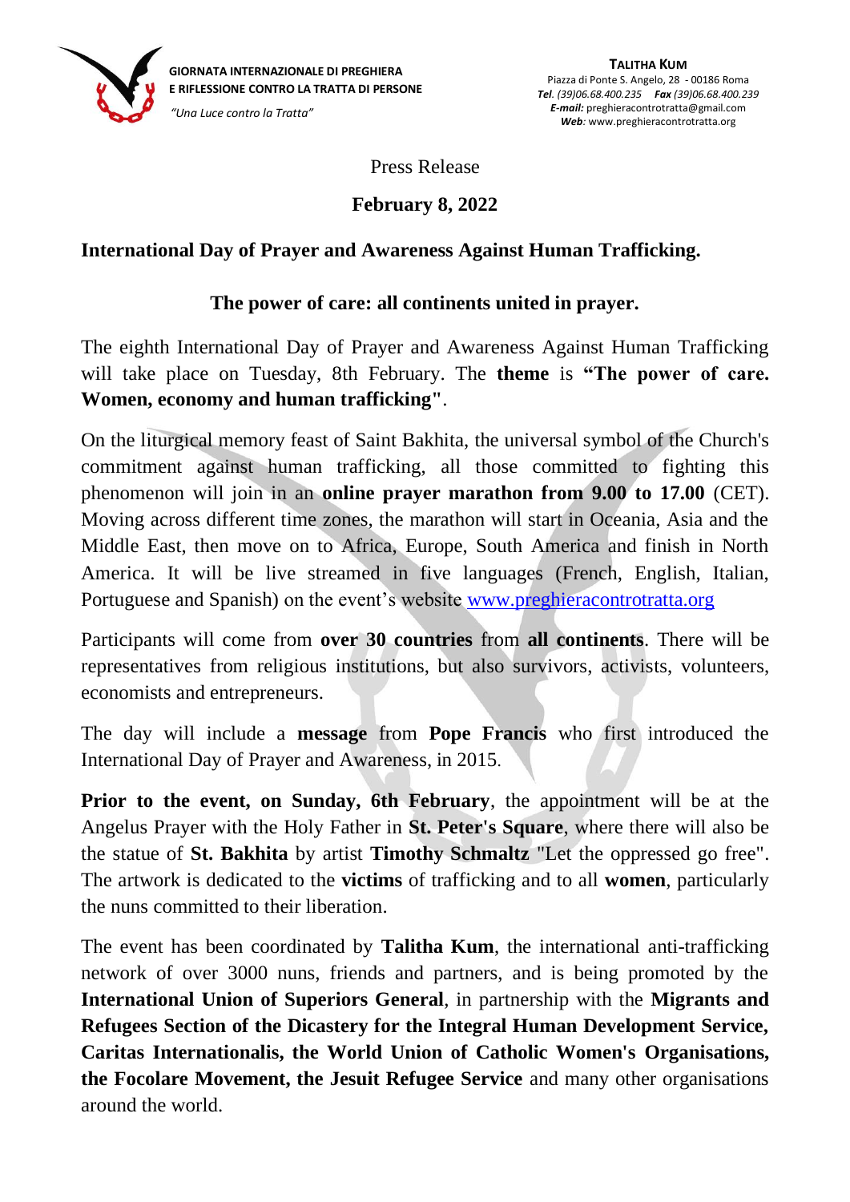**GIORNATA INTERNAZIONALE DI PREGHIERA E RIFLESSIONE CONTRO LA TRATTA DI PERSONE**

*"Una Luce contro la Tratta"*

**TALITHA KUM**
Piazza di Ponte S. Angelo, 28 - 00186 Roma
***Tel**. (39)06.68.400.235* ***Fax** (39)06.68.400.239*
***E-mail:*** preghieracontrotratta@gmail.com
***Web**:* www.preghieracontrotratta.org

Press Release

**February 8, 2022**

## International Day of Prayer and Awareness Against Human Trafficking.

### The power of care: all continents united in prayer.

The eighth International Day of Prayer and Awareness Against Human Trafficking will take place on Tuesday, 8th February. The **theme** is **"The power of care. Women, economy and human trafficking"**.

On the liturgical memory feast of Saint Bakhita, the universal symbol of the Church's commitment against human trafficking, all those committed to fighting this phenomenon will join in an **online prayer marathon from 9.00 to 17.00** (CET). Moving across different time zones, the marathon will start in Oceania, Asia and the Middle East, then move on to Africa, Europe, South America and finish in North America. It will be live streamed in five languages (French, English, Italian, Portuguese and Spanish) on the event's website [www.preghieracontrotratta.org](http://www.preghieracontrotratta.org)

Participants will come from **over 30 countries** from **all continents**. There will be representatives from religious institutions, but also survivors, activists, volunteers, economists and entrepreneurs.

The day will include a **message** from **Pope Francis** who first introduced the International Day of Prayer and Awareness, in 2015.

**Prior to the event, on Sunday, 6th February**, the appointment will be at the Angelus Prayer with the Holy Father in **St. Peter's Square**, where there will also be the statue of **St. Bakhita** by artist **Timothy Schmaltz** "Let the oppressed go free". The artwork is dedicated to the **victims** of trafficking and to all **women**, particularly the nuns committed to their liberation.

The event has been coordinated by **Talitha Kum**, the international anti-trafficking network of over 3000 nuns, friends and partners, and is being promoted by the **International Union of Superiors General**, in partnership with the **Migrants and Refugees Section of the Dicastery for the Integral Human Development Service, Caritas Internationalis, the World Union of Catholic Women's Organisations, the Focolare Movement, the Jesuit Refugee Service** and many other organisations around the world.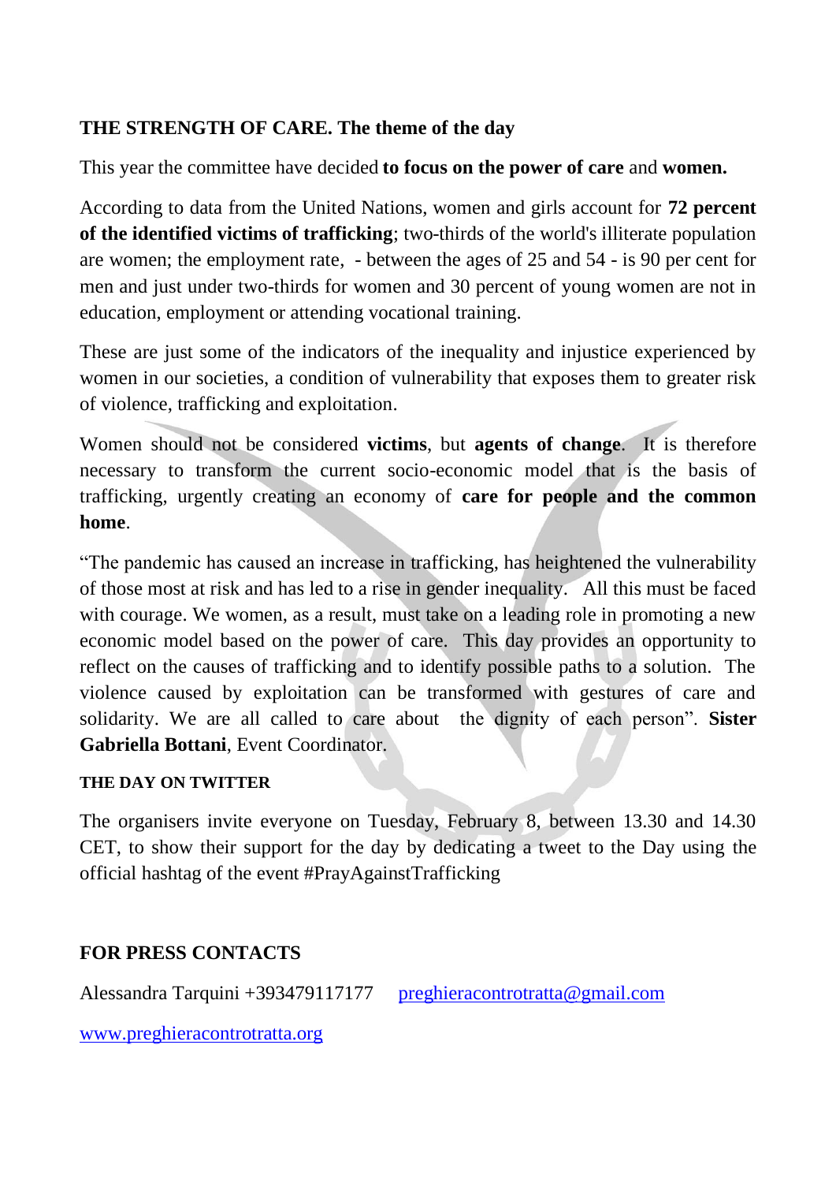## THE STRENGTH OF CARE. The theme of the day

This year the committee have decided **to focus on the power of care** and **women.**

According to data from the United Nations, women and girls account for **72 percent of the identified victims of trafficking**; two-thirds of the world's illiterate population are women; the employment rate, - between the ages of 25 and 54 - is 90 per cent for men and just under two-thirds for women and 30 percent of young women are not in education, employment or attending vocational training.

These are just some of the indicators of the inequality and injustice experienced by women in our societies, a condition of vulnerability that exposes them to greater risk of violence, trafficking and exploitation.

Women should not be considered **victims**, but **agents of change**. It is therefore necessary to transform the current socio-economic model that is the basis of trafficking, urgently creating an economy of **care for people and the common home**.

"The pandemic has caused an increase in trafficking, has heightened the vulnerability of those most at risk and has led to a rise in gender inequality. All this must be faced with courage. We women, as a result, must take on a leading role in promoting a new economic model based on the power of care. This day provides an opportunity to reflect on the causes of trafficking and to identify possible paths to a solution. The violence caused by exploitation can be transformed with gestures of care and solidarity. We are all called to care about the dignity of each person". **Sister Gabriella Bottani**, Event Coordinator.

### THE DAY ON TWITTER

The organisers invite everyone on Tuesday, February 8, between 13.30 and 14.30 CET, to show their support for the day by dedicating a tweet to the Day using the official hashtag of the event #PrayAgainstTrafficking

## FOR PRESS CONTACTS

Alessandra Tarquini +393479117177 preghieracontrotratta@gmail.com

www.preghieracontrotratta.org